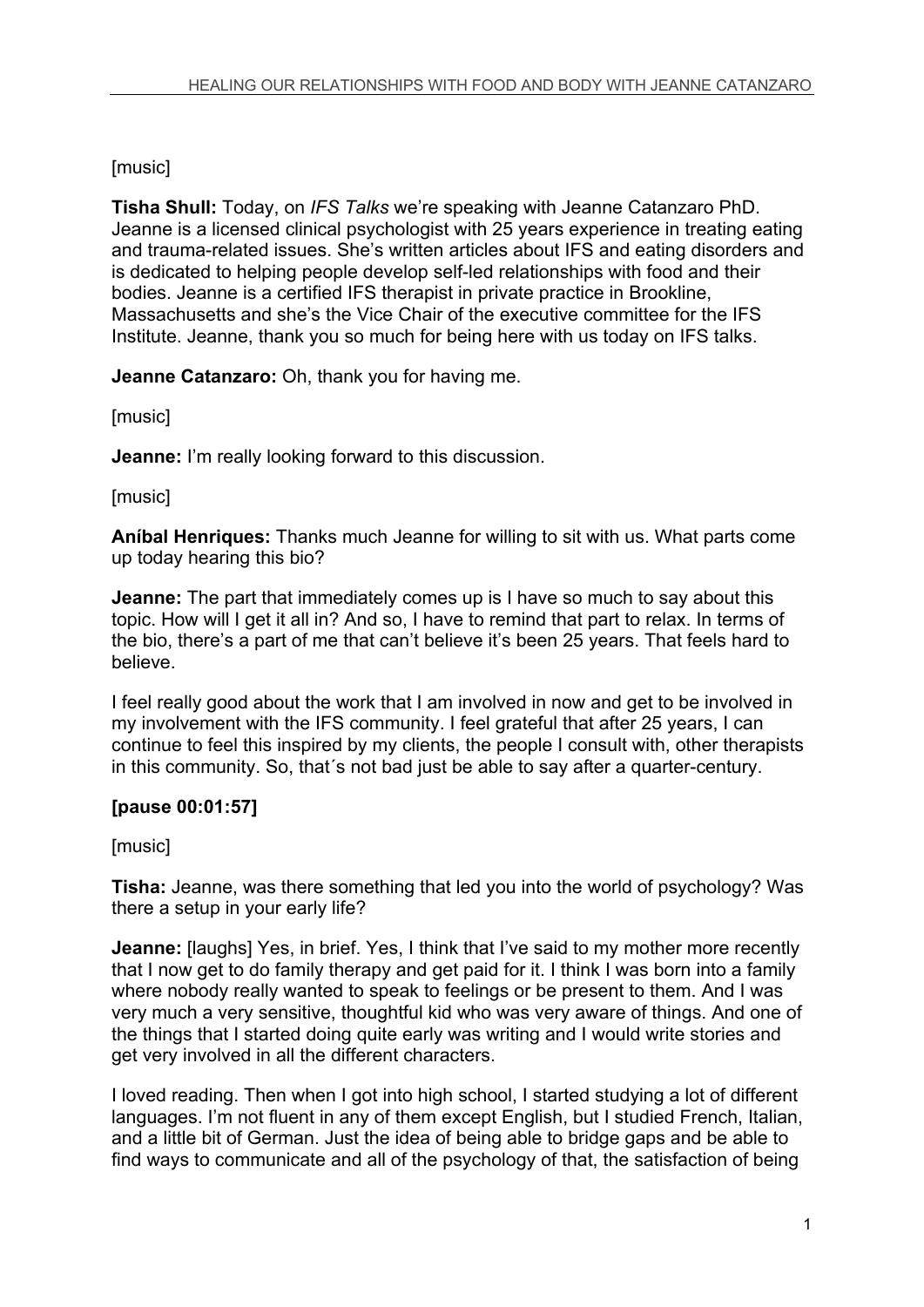[music]

**Tisha Shull:** Today, on *IFS Talks* we're speaking with Jeanne Catanzaro PhD. Jeanne is a licensed clinical psychologist with 25 years experience in treating eating and trauma-related issues. She's written articles about IFS and eating disorders and is dedicated to helping people develop self-led relationships with food and their bodies. Jeanne is a certified IFS therapist in private practice in Brookline, Massachusetts and she's the Vice Chair of the executive committee for the IFS Institute. Jeanne, thank you so much for being here with us today on IFS talks.

**Jeanne Catanzaro:** Oh, thank you for having me.

[music]

**Jeanne:** I'm really looking forward to this discussion.

[music]

**Aníbal Henriques:** Thanks much Jeanne for willing to sit with us. What parts come up today hearing this bio?

**Jeanne:** The part that immediately comes up is I have so much to say about this topic. How will I get it all in? And so, I have to remind that part to relax. In terms of the bio, there's a part of me that can't believe it's been 25 years. That feels hard to believe.

I feel really good about the work that I am involved in now and get to be involved in my involvement with the IFS community. I feel grateful that after 25 years, I can continue to feel this inspired by my clients, the people I consult with, other therapists in this community. So, that´s not bad just be able to say after a quarter-century.

**[pause 00:01:57]**

[music]

**Tisha:** Jeanne, was there something that led you into the world of psychology? Was there a setup in your early life?

**Jeanne:** [laughs] Yes, in brief. Yes, I think that I've said to my mother more recently that I now get to do family therapy and get paid for it. I think I was born into a family where nobody really wanted to speak to feelings or be present to them. And I was very much a very sensitive, thoughtful kid who was very aware of things. And one of the things that I started doing quite early was writing and I would write stories and get very involved in all the different characters.

I loved reading. Then when I got into high school, I started studying a lot of different languages. I'm not fluent in any of them except English, but I studied French, Italian, and a little bit of German. Just the idea of being able to bridge gaps and be able to find ways to communicate and all of the psychology of that, the satisfaction of being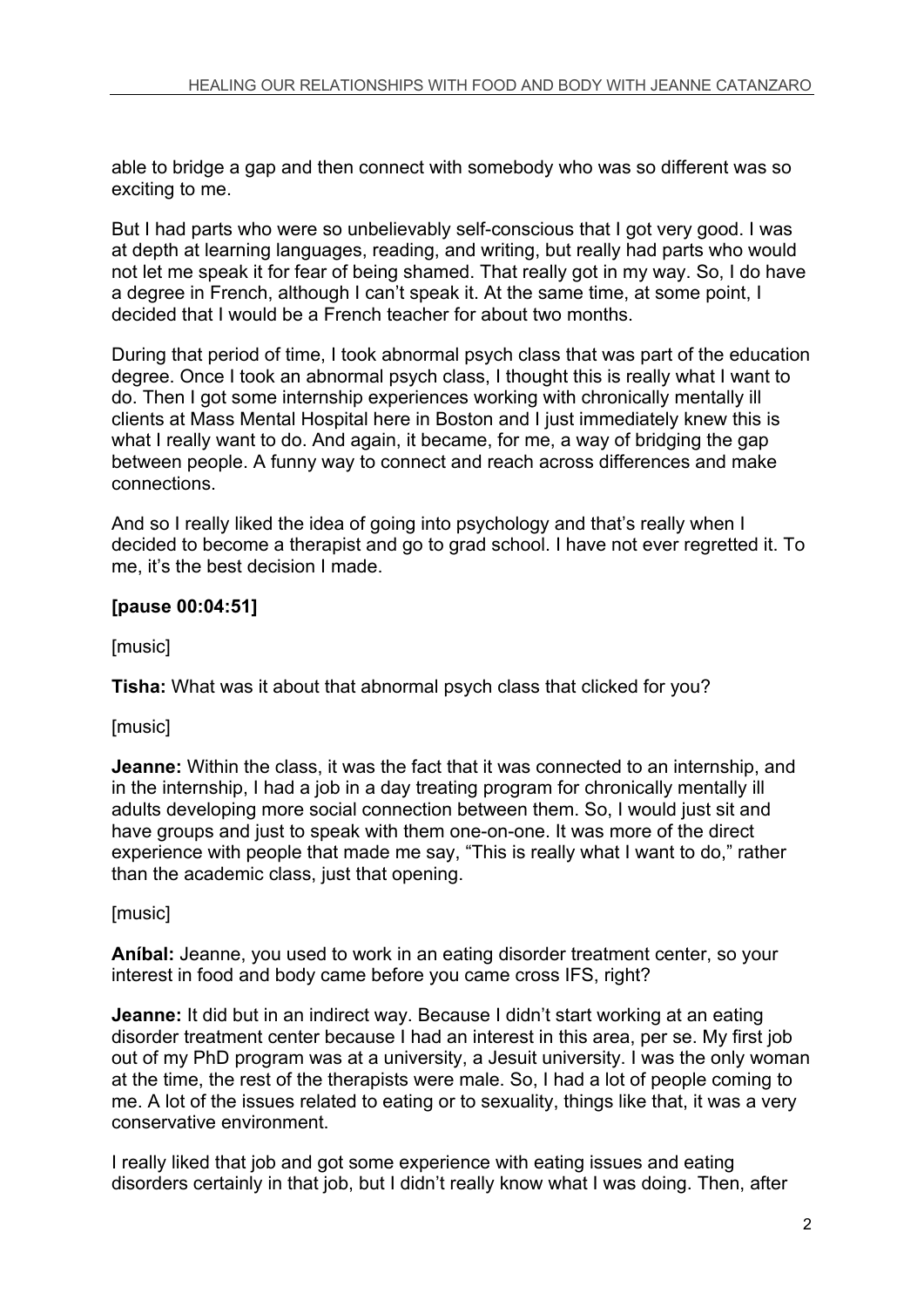able to bridge a gap and then connect with somebody who was so different was so exciting to me.

But I had parts who were so unbelievably self-conscious that I got very good. I was at depth at learning languages, reading, and writing, but really had parts who would not let me speak it for fear of being shamed. That really got in my way. So, I do have a degree in French, although I can't speak it. At the same time, at some point, I decided that I would be a French teacher for about two months.

During that period of time, I took abnormal psych class that was part of the education degree. Once I took an abnormal psych class, I thought this is really what I want to do. Then I got some internship experiences working with chronically mentally ill clients at Mass Mental Hospital here in Boston and I just immediately knew this is what I really want to do. And again, it became, for me, a way of bridging the gap between people. A funny way to connect and reach across differences and make connections.

And so I really liked the idea of going into psychology and that's really when I decided to become a therapist and go to grad school. I have not ever regretted it. To me, it's the best decision I made.

**[pause 00:04:51]**

[music]

**Tisha:** What was it about that abnormal psych class that clicked for you?

[music]

**Jeanne:** Within the class, it was the fact that it was connected to an internship, and in the internship, I had a job in a day treating program for chronically mentally ill adults developing more social connection between them. So, I would just sit and have groups and just to speak with them one-on-one. It was more of the direct experience with people that made me say, "This is really what I want to do," rather than the academic class, just that opening.

[music]

**Aníbal:** Jeanne, you used to work in an eating disorder treatment center, so your interest in food and body came before you came cross IFS, right?

**Jeanne:** It did but in an indirect way. Because I didn't start working at an eating disorder treatment center because I had an interest in this area, per se. My first job out of my PhD program was at a university, a Jesuit university. I was the only woman at the time, the rest of the therapists were male. So, I had a lot of people coming to me. A lot of the issues related to eating or to sexuality, things like that, it was a very conservative environment.

I really liked that job and got some experience with eating issues and eating disorders certainly in that job, but I didn't really know what I was doing. Then, after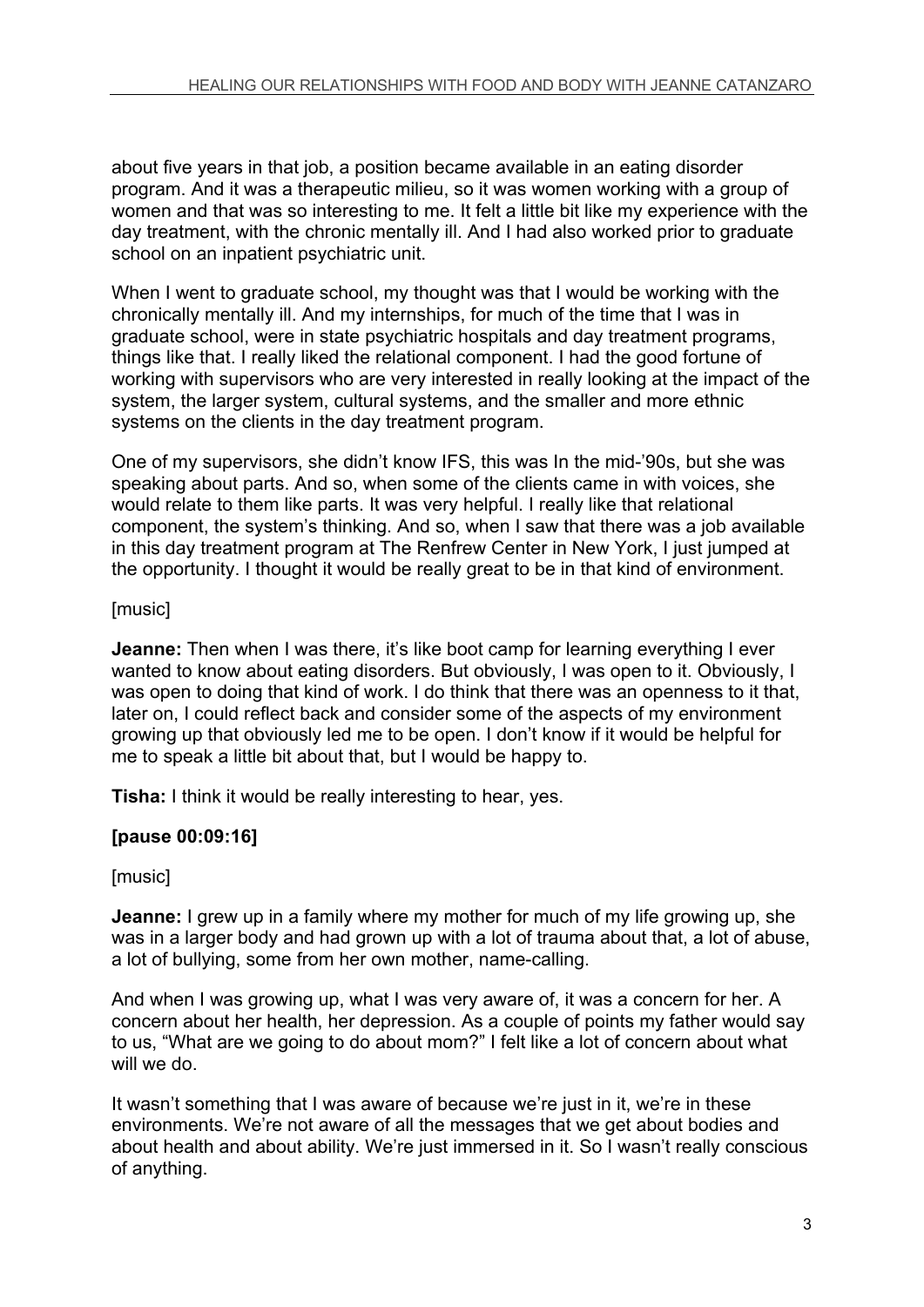about five years in that job, a position became available in an eating disorder program. And it was a therapeutic milieu, so it was women working with a group of women and that was so interesting to me. It felt a little bit like my experience with the day treatment, with the chronic mentally ill. And I had also worked prior to graduate school on an inpatient psychiatric unit.

When I went to graduate school, my thought was that I would be working with the chronically mentally ill. And my internships, for much of the time that I was in graduate school, were in state psychiatric hospitals and day treatment programs, things like that. I really liked the relational component. I had the good fortune of working with supervisors who are very interested in really looking at the impact of the system, the larger system, cultural systems, and the smaller and more ethnic systems on the clients in the day treatment program.

One of my supervisors, she didn't know IFS, this was In the mid-'90s, but she was speaking about parts. And so, when some of the clients came in with voices, she would relate to them like parts. It was very helpful. I really like that relational component, the system's thinking. And so, when I saw that there was a job available in this day treatment program at The Renfrew Center in New York, I just jumped at the opportunity. I thought it would be really great to be in that kind of environment.

[music]

**Jeanne:** Then when I was there, it's like boot camp for learning everything I ever wanted to know about eating disorders. But obviously, I was open to it. Obviously, I was open to doing that kind of work. I do think that there was an openness to it that, later on, I could reflect back and consider some of the aspects of my environment growing up that obviously led me to be open. I don't know if it would be helpful for me to speak a little bit about that, but I would be happy to.

**Tisha:** I think it would be really interesting to hear, yes.

**[pause 00:09:16]**

[music]

**Jeanne:** I grew up in a family where my mother for much of my life growing up, she was in a larger body and had grown up with a lot of trauma about that, a lot of abuse, a lot of bullying, some from her own mother, name-calling.

And when I was growing up, what I was very aware of, it was a concern for her. A concern about her health, her depression. As a couple of points my father would say to us, "What are we going to do about mom?" I felt like a lot of concern about what will we do.

It wasn't something that I was aware of because we're just in it, we're in these environments. We're not aware of all the messages that we get about bodies and about health and about ability. We're just immersed in it. So I wasn't really conscious of anything.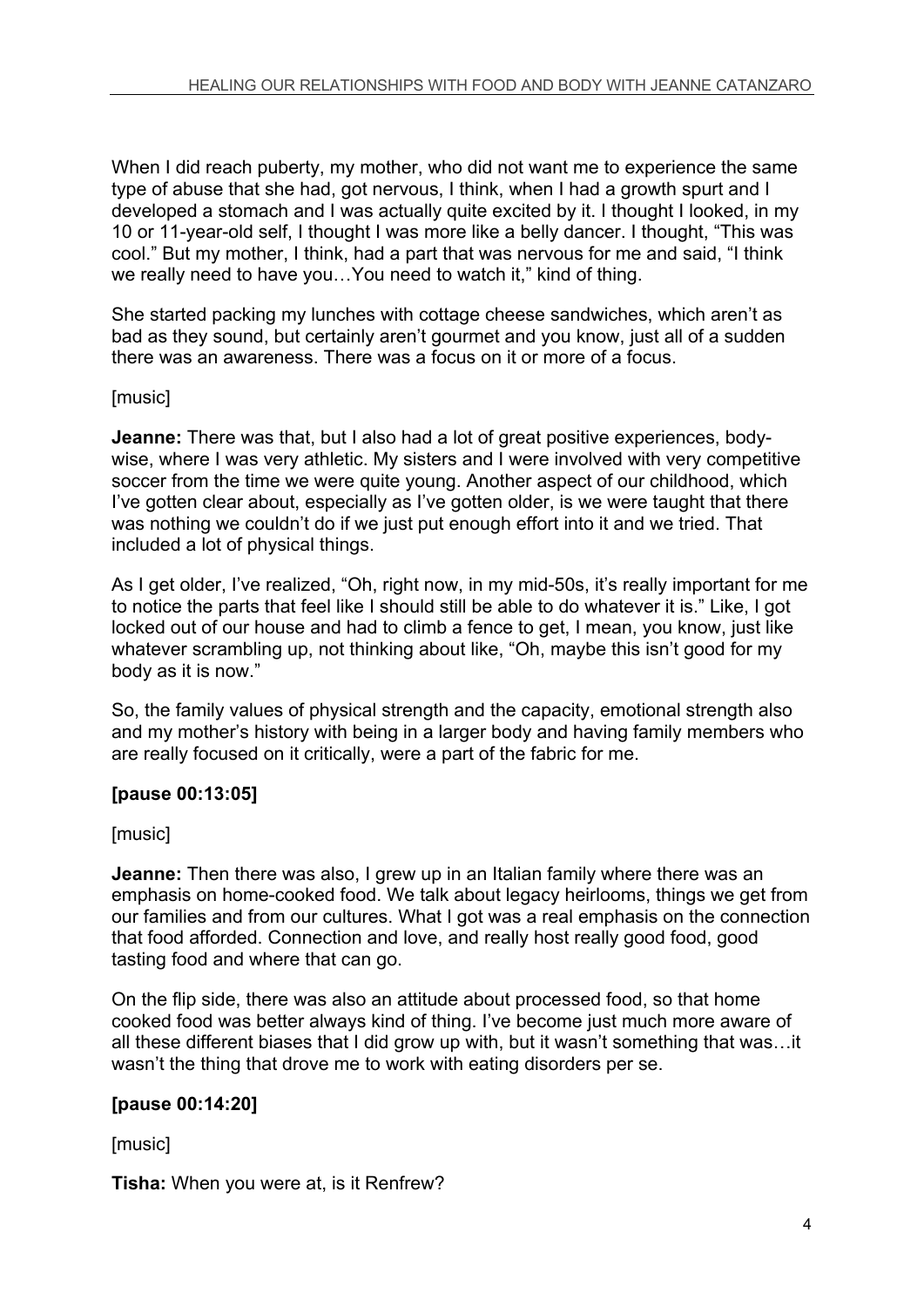When I did reach puberty, my mother, who did not want me to experience the same type of abuse that she had, got nervous, I think, when I had a growth spurt and I developed a stomach and I was actually quite excited by it. I thought I looked, in my 10 or 11-year-old self, I thought I was more like a belly dancer. I thought, "This was cool." But my mother, I think, had a part that was nervous for me and said, "I think we really need to have you…You need to watch it," kind of thing.

She started packing my lunches with cottage cheese sandwiches, which aren't as bad as they sound, but certainly aren't gourmet and you know, just all of a sudden there was an awareness. There was a focus on it or more of a focus.

[music]

**Jeanne:** There was that, but I also had a lot of great positive experiences, body-wise, where I was very athletic. My sisters and I were involved with very competitive soccer from the time we were quite young. Another aspect of our childhood, which I've gotten clear about, especially as I've gotten older, is we were taught that there was nothing we couldn't do if we just put enough effort into it and we tried. That included a lot of physical things.

As I get older, I've realized, "Oh, right now, in my mid-50s, it's really important for me to notice the parts that feel like I should still be able to do whatever it is." Like, I got locked out of our house and had to climb a fence to get, I mean, you know, just like whatever scrambling up, not thinking about like, "Oh, maybe this isn't good for my body as it is now."

So, the family values of physical strength and the capacity, emotional strength also and my mother's history with being in a larger body and having family members who are really focused on it critically, were a part of the fabric for me.

**[pause 00:13:05]**

[music]

**Jeanne:** Then there was also, I grew up in an Italian family where there was an emphasis on home-cooked food. We talk about legacy heirlooms, things we get from our families and from our cultures. What I got was a real emphasis on the connection that food afforded. Connection and love, and really host really good food, good tasting food and where that can go.

On the flip side, there was also an attitude about processed food, so that home cooked food was better always kind of thing. I've become just much more aware of all these different biases that I did grow up with, but it wasn't something that was…it wasn't the thing that drove me to work with eating disorders per se.

**[pause 00:14:20]**

[music]

**Tisha:** When you were at, is it Renfrew?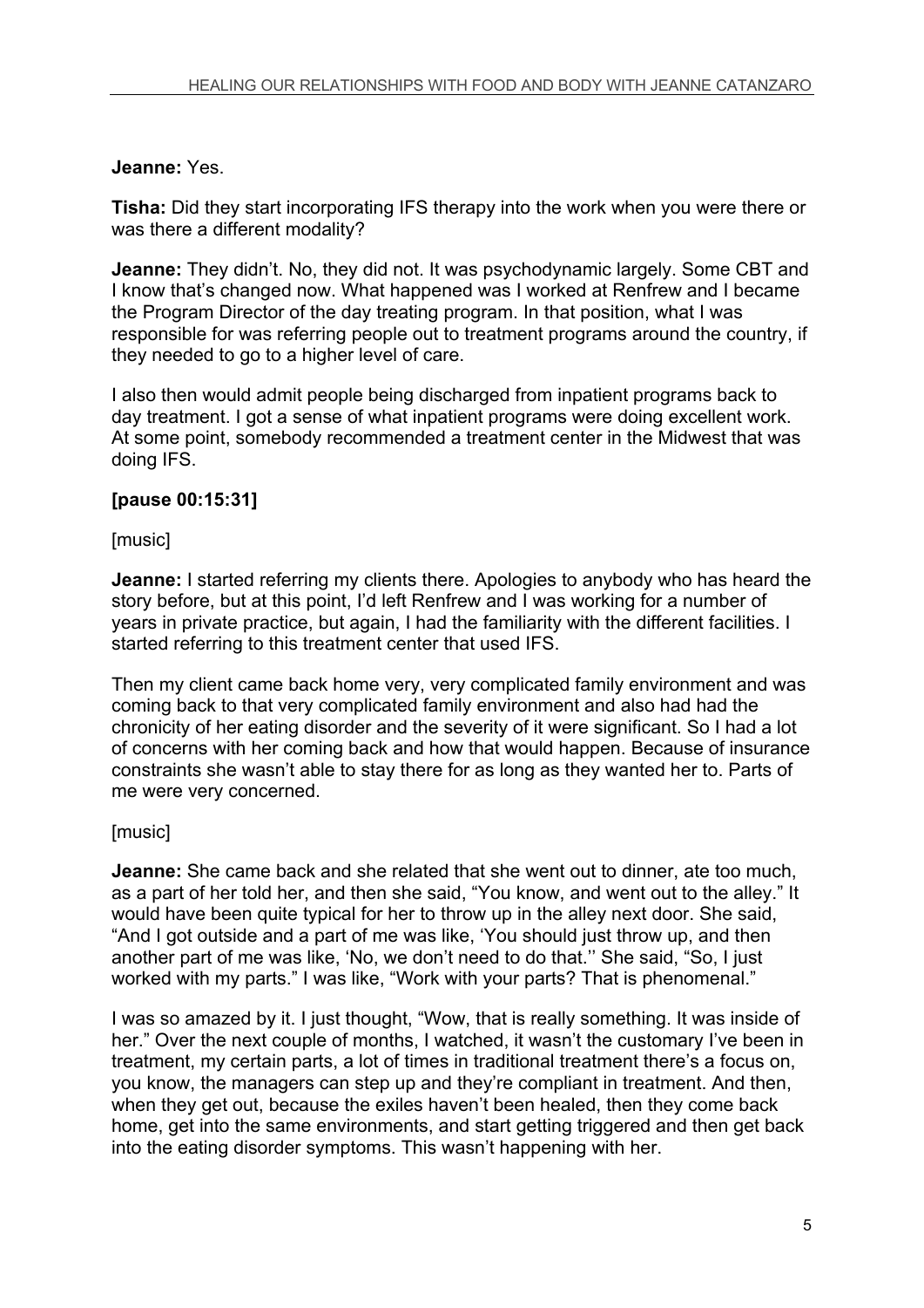**Jeanne:** Yes.

**Tisha:** Did they start incorporating IFS therapy into the work when you were there or was there a different modality?

**Jeanne:** They didn't. No, they did not. It was psychodynamic largely. Some CBT and I know that's changed now. What happened was I worked at Renfrew and I became the Program Director of the day treating program. In that position, what I was responsible for was referring people out to treatment programs around the country, if they needed to go to a higher level of care.

I also then would admit people being discharged from inpatient programs back to day treatment. I got a sense of what inpatient programs were doing excellent work. At some point, somebody recommended a treatment center in the Midwest that was doing IFS.

**[pause 00:15:31]**

[music]

**Jeanne:** I started referring my clients there. Apologies to anybody who has heard the story before, but at this point, I'd left Renfrew and I was working for a number of years in private practice, but again, I had the familiarity with the different facilities. I started referring to this treatment center that used IFS.

Then my client came back home very, very complicated family environment and was coming back to that very complicated family environment and also had had the chronicity of her eating disorder and the severity of it were significant. So I had a lot of concerns with her coming back and how that would happen. Because of insurance constraints she wasn't able to stay there for as long as they wanted her to. Parts of me were very concerned.

[music]

**Jeanne:** She came back and she related that she went out to dinner, ate too much, as a part of her told her, and then she said, "You know, and went out to the alley." It would have been quite typical for her to throw up in the alley next door. She said, "And I got outside and a part of me was like, 'You should just throw up, and then another part of me was like, 'No, we don't need to do that.'' She said, "So, I just worked with my parts." I was like, "Work with your parts? That is phenomenal."

I was so amazed by it. I just thought, "Wow, that is really something. It was inside of her." Over the next couple of months, I watched, it wasn't the customary I've been in treatment, my certain parts, a lot of times in traditional treatment there's a focus on, you know, the managers can step up and they're compliant in treatment. And then, when they get out, because the exiles haven't been healed, then they come back home, get into the same environments, and start getting triggered and then get back into the eating disorder symptoms. This wasn't happening with her.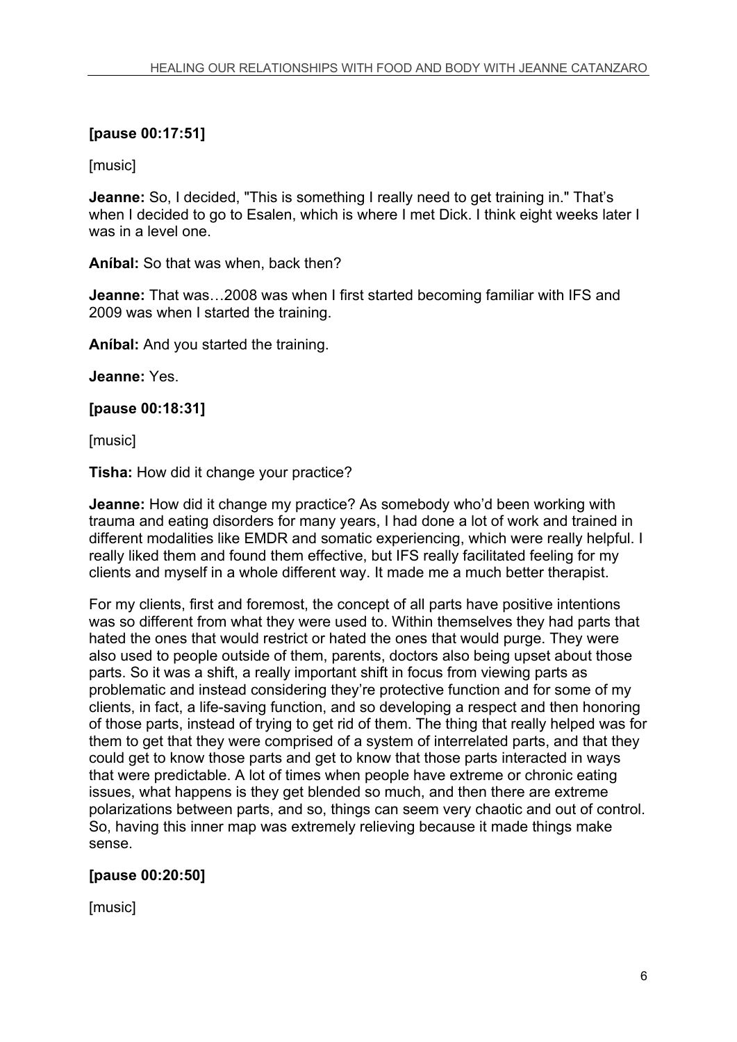**[pause 00:17:51]**

[music]

**Jeanne:** So, I decided, "This is something I really need to get training in." That's when I decided to go to Esalen, which is where I met Dick. I think eight weeks later I was in a level one.

**Aníbal:** So that was when, back then?

**Jeanne:** That was…2008 was when I first started becoming familiar with IFS and 2009 was when I started the training.

**Aníbal:** And you started the training.

**Jeanne:** Yes.

**[pause 00:18:31]**

[music]

**Tisha:** How did it change your practice?

**Jeanne:** How did it change my practice? As somebody who'd been working with trauma and eating disorders for many years, I had done a lot of work and trained in different modalities like EMDR and somatic experiencing, which were really helpful. I really liked them and found them effective, but IFS really facilitated feeling for my clients and myself in a whole different way. It made me a much better therapist.

For my clients, first and foremost, the concept of all parts have positive intentions was so different from what they were used to. Within themselves they had parts that hated the ones that would restrict or hated the ones that would purge. They were also used to people outside of them, parents, doctors also being upset about those parts. So it was a shift, a really important shift in focus from viewing parts as problematic and instead considering they're protective function and for some of my clients, in fact, a life-saving function, and so developing a respect and then honoring of those parts, instead of trying to get rid of them. The thing that really helped was for them to get that they were comprised of a system of interrelated parts, and that they could get to know those parts and get to know that those parts interacted in ways that were predictable. A lot of times when people have extreme or chronic eating issues, what happens is they get blended so much, and then there are extreme polarizations between parts, and so, things can seem very chaotic and out of control. So, having this inner map was extremely relieving because it made things make sense.

**[pause 00:20:50]**

[music]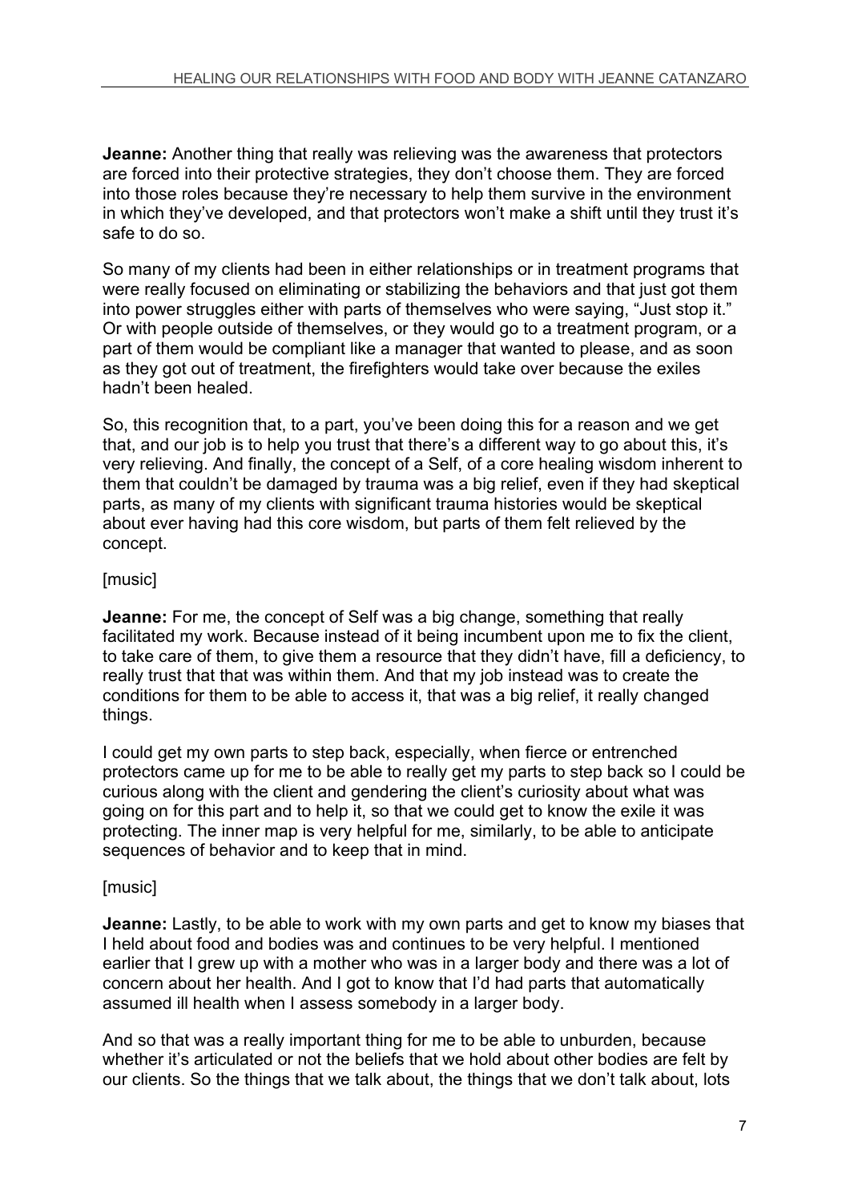**Jeanne:** Another thing that really was relieving was the awareness that protectors are forced into their protective strategies, they don't choose them. They are forced into those roles because they're necessary to help them survive in the environment in which they've developed, and that protectors won't make a shift until they trust it's safe to do so.

So many of my clients had been in either relationships or in treatment programs that were really focused on eliminating or stabilizing the behaviors and that just got them into power struggles either with parts of themselves who were saying, "Just stop it." Or with people outside of themselves, or they would go to a treatment program, or a part of them would be compliant like a manager that wanted to please, and as soon as they got out of treatment, the firefighters would take over because the exiles hadn't been healed.

So, this recognition that, to a part, you've been doing this for a reason and we get that, and our job is to help you trust that there's a different way to go about this, it's very relieving. And finally, the concept of a Self, of a core healing wisdom inherent to them that couldn't be damaged by trauma was a big relief, even if they had skeptical parts, as many of my clients with significant trauma histories would be skeptical about ever having had this core wisdom, but parts of them felt relieved by the concept.

[music]

**Jeanne:** For me, the concept of Self was a big change, something that really facilitated my work. Because instead of it being incumbent upon me to fix the client, to take care of them, to give them a resource that they didn't have, fill a deficiency, to really trust that that was within them. And that my job instead was to create the conditions for them to be able to access it, that was a big relief, it really changed things.

I could get my own parts to step back, especially, when fierce or entrenched protectors came up for me to be able to really get my parts to step back so I could be curious along with the client and gendering the client's curiosity about what was going on for this part and to help it, so that we could get to know the exile it was protecting. The inner map is very helpful for me, similarly, to be able to anticipate sequences of behavior and to keep that in mind.

[music]

**Jeanne:** Lastly, to be able to work with my own parts and get to know my biases that I held about food and bodies was and continues to be very helpful. I mentioned earlier that I grew up with a mother who was in a larger body and there was a lot of concern about her health. And I got to know that I'd had parts that automatically assumed ill health when I assess somebody in a larger body.

And so that was a really important thing for me to be able to unburden, because whether it's articulated or not the beliefs that we hold about other bodies are felt by our clients. So the things that we talk about, the things that we don't talk about, lots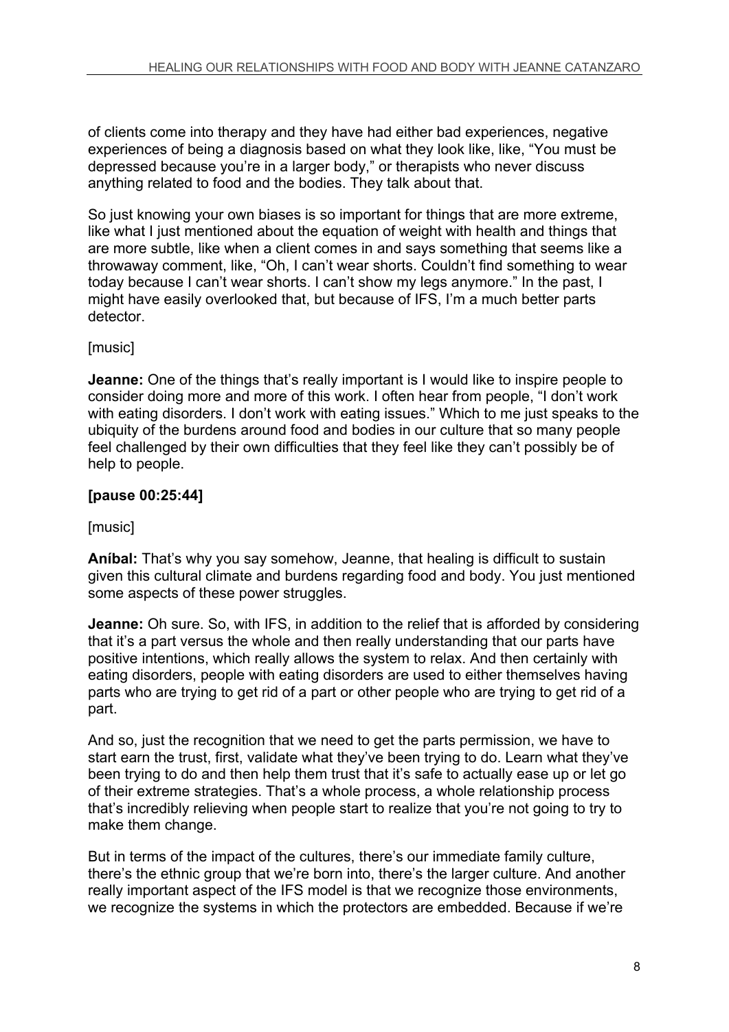of clients come into therapy and they have had either bad experiences, negative experiences of being a diagnosis based on what they look like, like, "You must be depressed because you're in a larger body," or therapists who never discuss anything related to food and the bodies. They talk about that.

So just knowing your own biases is so important for things that are more extreme, like what I just mentioned about the equation of weight with health and things that are more subtle, like when a client comes in and says something that seems like a throwaway comment, like, "Oh, I can't wear shorts. Couldn't find something to wear today because I can't wear shorts. I can't show my legs anymore." In the past, I might have easily overlooked that, but because of IFS, I'm a much better parts detector.

[music]

**Jeanne:** One of the things that's really important is I would like to inspire people to consider doing more and more of this work. I often hear from people, "I don't work with eating disorders. I don't work with eating issues." Which to me just speaks to the ubiquity of the burdens around food and bodies in our culture that so many people feel challenged by their own difficulties that they feel like they can't possibly be of help to people.

**[pause 00:25:44]**

[music]

**Aníbal:** That's why you say somehow, Jeanne, that healing is difficult to sustain given this cultural climate and burdens regarding food and body. You just mentioned some aspects of these power struggles.

**Jeanne:** Oh sure. So, with IFS, in addition to the relief that is afforded by considering that it's a part versus the whole and then really understanding that our parts have positive intentions, which really allows the system to relax. And then certainly with eating disorders, people with eating disorders are used to either themselves having parts who are trying to get rid of a part or other people who are trying to get rid of a part.

And so, just the recognition that we need to get the parts permission, we have to start earn the trust, first, validate what they've been trying to do. Learn what they've been trying to do and then help them trust that it's safe to actually ease up or let go of their extreme strategies. That's a whole process, a whole relationship process that's incredibly relieving when people start to realize that you're not going to try to make them change.

But in terms of the impact of the cultures, there's our immediate family culture, there's the ethnic group that we're born into, there's the larger culture. And another really important aspect of the IFS model is that we recognize those environments, we recognize the systems in which the protectors are embedded. Because if we're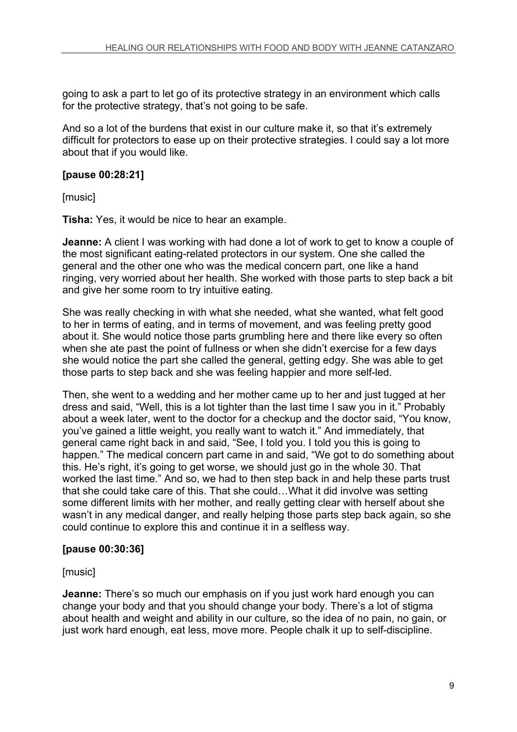going to ask a part to let go of its protective strategy in an environment which calls for the protective strategy, that's not going to be safe.

And so a lot of the burdens that exist in our culture make it, so that it's extremely difficult for protectors to ease up on their protective strategies. I could say a lot more about that if you would like.

**[pause 00:28:21]**

[music]

**Tisha:** Yes, it would be nice to hear an example.

**Jeanne:** A client I was working with had done a lot of work to get to know a couple of the most significant eating-related protectors in our system. One she called the general and the other one who was the medical concern part, one like a hand ringing, very worried about her health. She worked with those parts to step back a bit and give her some room to try intuitive eating.

She was really checking in with what she needed, what she wanted, what felt good to her in terms of eating, and in terms of movement, and was feeling pretty good about it. She would notice those parts grumbling here and there like every so often when she ate past the point of fullness or when she didn't exercise for a few days she would notice the part she called the general, getting edgy. She was able to get those parts to step back and she was feeling happier and more self-led.

Then, she went to a wedding and her mother came up to her and just tugged at her dress and said, "Well, this is a lot tighter than the last time I saw you in it." Probably about a week later, went to the doctor for a checkup and the doctor said, "You know, you've gained a little weight, you really want to watch it." And immediately, that general came right back in and said, "See, I told you. I told you this is going to happen." The medical concern part came in and said, "We got to do something about this. He's right, it's going to get worse, we should just go in the whole 30. That worked the last time." And so, we had to then step back in and help these parts trust that she could take care of this. That she could…What it did involve was setting some different limits with her mother, and really getting clear with herself about she wasn't in any medical danger, and really helping those parts step back again, so she could continue to explore this and continue it in a selfless way.

**[pause 00:30:36]**

[music]

**Jeanne:** There's so much our emphasis on if you just work hard enough you can change your body and that you should change your body. There's a lot of stigma about health and weight and ability in our culture, so the idea of no pain, no gain, or just work hard enough, eat less, move more. People chalk it up to self-discipline.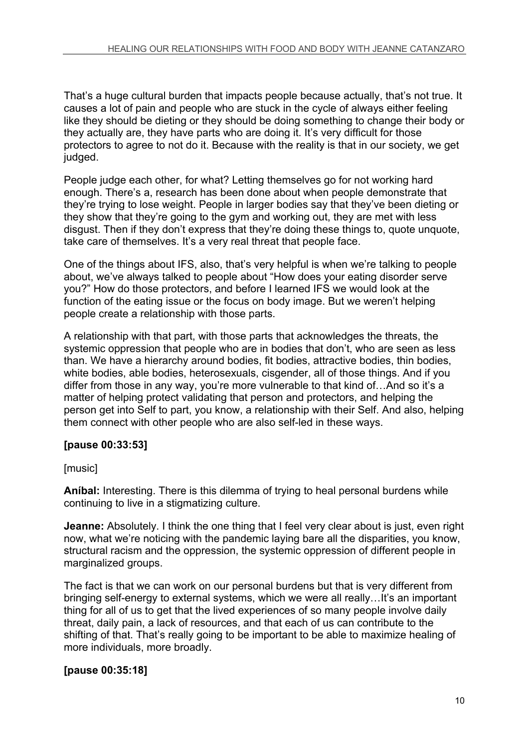That's a huge cultural burden that impacts people because actually, that's not true. It causes a lot of pain and people who are stuck in the cycle of always either feeling like they should be dieting or they should be doing something to change their body or they actually are, they have parts who are doing it. It's very difficult for those protectors to agree to not do it. Because with the reality is that in our society, we get judged.

People judge each other, for what? Letting themselves go for not working hard enough. There's a, research has been done about when people demonstrate that they're trying to lose weight. People in larger bodies say that they've been dieting or they show that they're going to the gym and working out, they are met with less disgust. Then if they don't express that they're doing these things to, quote unquote, take care of themselves. It's a very real threat that people face.

One of the things about IFS, also, that's very helpful is when we're talking to people about, we've always talked to people about "How does your eating disorder serve you?" How do those protectors, and before I learned IFS we would look at the function of the eating issue or the focus on body image. But we weren't helping people create a relationship with those parts.

A relationship with that part, with those parts that acknowledges the threats, the systemic oppression that people who are in bodies that don't, who are seen as less than. We have a hierarchy around bodies, fit bodies, attractive bodies, thin bodies, white bodies, able bodies, heterosexuals, cisgender, all of those things. And if you differ from those in any way, you're more vulnerable to that kind of…And so it's a matter of helping protect validating that person and protectors, and helping the person get into Self to part, you know, a relationship with their Self. And also, helping them connect with other people who are also self-led in these ways.

**[pause 00:33:53]**

[music]

**Aníbal:** Interesting. There is this dilemma of trying to heal personal burdens while continuing to live in a stigmatizing culture.

**Jeanne:** Absolutely. I think the one thing that I feel very clear about is just, even right now, what we're noticing with the pandemic laying bare all the disparities, you know, structural racism and the oppression, the systemic oppression of different people in marginalized groups.

The fact is that we can work on our personal burdens but that is very different from bringing self-energy to external systems, which we were all really…It's an important thing for all of us to get that the lived experiences of so many people involve daily threat, daily pain, a lack of resources, and that each of us can contribute to the shifting of that. That's really going to be important to be able to maximize healing of more individuals, more broadly.

**[pause 00:35:18]**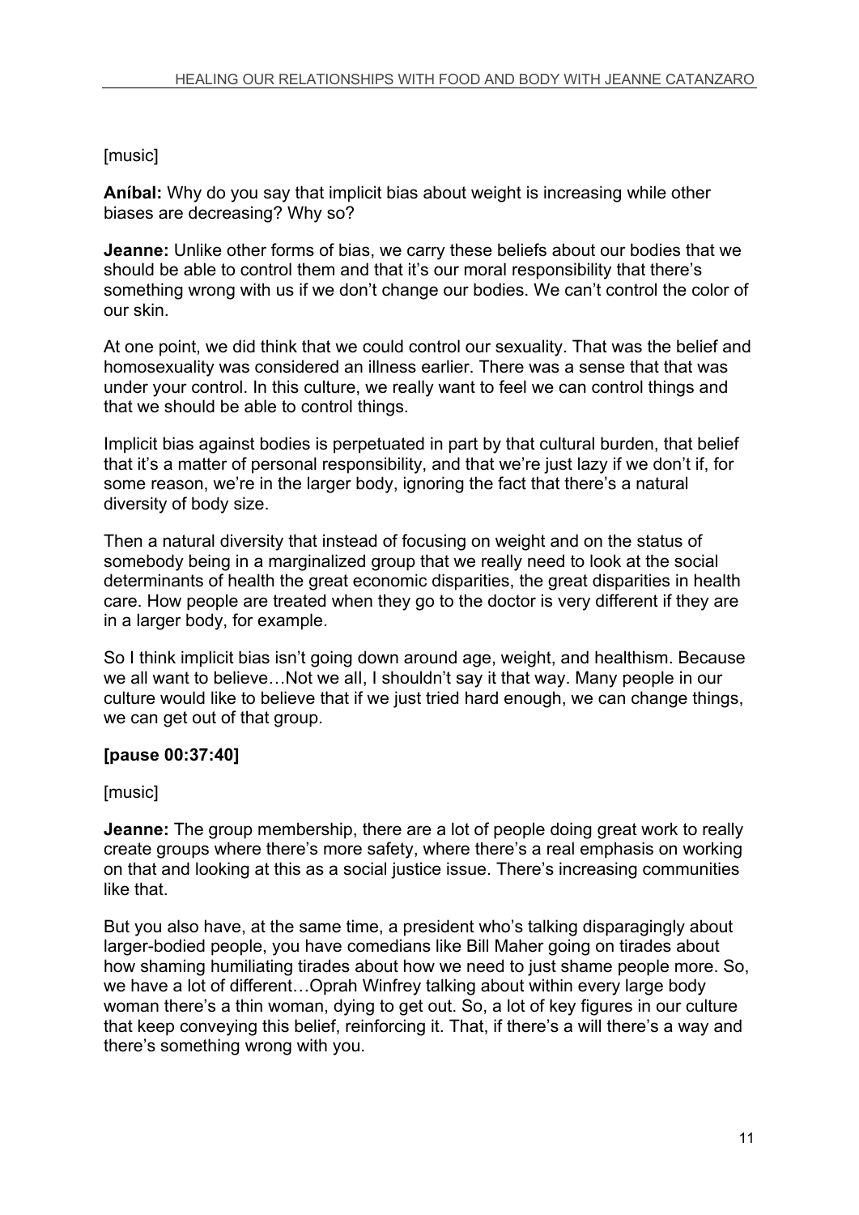[music]

**Aníbal:** Why do you say that implicit bias about weight is increasing while other biases are decreasing? Why so?

**Jeanne:** Unlike other forms of bias, we carry these beliefs about our bodies that we should be able to control them and that it's our moral responsibility that there's something wrong with us if we don't change our bodies. We can't control the color of our skin.

At one point, we did think that we could control our sexuality. That was the belief and homosexuality was considered an illness earlier. There was a sense that that was under your control. In this culture, we really want to feel we can control things and that we should be able to control things.

Implicit bias against bodies is perpetuated in part by that cultural burden, that belief that it's a matter of personal responsibility, and that we're just lazy if we don't if, for some reason, we're in the larger body, ignoring the fact that there's a natural diversity of body size.

Then a natural diversity that instead of focusing on weight and on the status of somebody being in a marginalized group that we really need to look at the social determinants of health the great economic disparities, the great disparities in health care. How people are treated when they go to the doctor is very different if they are in a larger body, for example.

So I think implicit bias isn't going down around age, weight, and healthism. Because we all want to believe…Not we all, I shouldn't say it that way. Many people in our culture would like to believe that if we just tried hard enough, we can change things, we can get out of that group.

**[pause 00:37:40]**

[music]

**Jeanne:** The group membership, there are a lot of people doing great work to really create groups where there's more safety, where there's a real emphasis on working on that and looking at this as a social justice issue. There's increasing communities like that.

But you also have, at the same time, a president who's talking disparagingly about larger-bodied people, you have comedians like Bill Maher going on tirades about how shaming humiliating tirades about how we need to just shame people more. So, we have a lot of different…Oprah Winfrey talking about within every large body woman there's a thin woman, dying to get out. So, a lot of key figures in our culture that keep conveying this belief, reinforcing it. That, if there's a will there's a way and there's something wrong with you.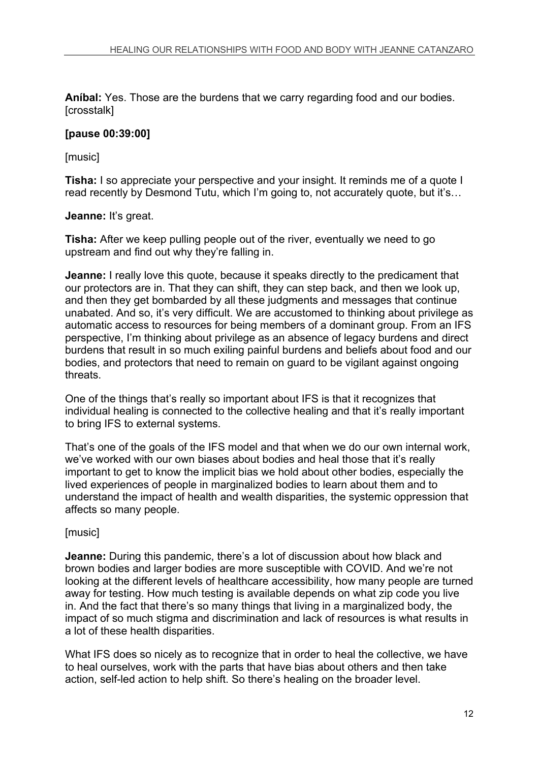**Aníbal:** Yes. Those are the burdens that we carry regarding food and our bodies. [crosstalk]

**[pause 00:39:00]**

[music]

**Tisha:** I so appreciate your perspective and your insight. It reminds me of a quote I read recently by Desmond Tutu, which I'm going to, not accurately quote, but it's…

**Jeanne:** It's great.

**Tisha:** After we keep pulling people out of the river, eventually we need to go upstream and find out why they're falling in.

**Jeanne:** I really love this quote, because it speaks directly to the predicament that our protectors are in. That they can shift, they can step back, and then we look up, and then they get bombarded by all these judgments and messages that continue unabated. And so, it's very difficult. We are accustomed to thinking about privilege as automatic access to resources for being members of a dominant group. From an IFS perspective, I'm thinking about privilege as an absence of legacy burdens and direct burdens that result in so much exiling painful burdens and beliefs about food and our bodies, and protectors that need to remain on guard to be vigilant against ongoing threats.

One of the things that's really so important about IFS is that it recognizes that individual healing is connected to the collective healing and that it's really important to bring IFS to external systems.

That's one of the goals of the IFS model and that when we do our own internal work, we've worked with our own biases about bodies and heal those that it's really important to get to know the implicit bias we hold about other bodies, especially the lived experiences of people in marginalized bodies to learn about them and to understand the impact of health and wealth disparities, the systemic oppression that affects so many people.

[music]

**Jeanne:** During this pandemic, there's a lot of discussion about how black and brown bodies and larger bodies are more susceptible with COVID. And we're not looking at the different levels of healthcare accessibility, how many people are turned away for testing. How much testing is available depends on what zip code you live in. And the fact that there's so many things that living in a marginalized body, the impact of so much stigma and discrimination and lack of resources is what results in a lot of these health disparities.

What IFS does so nicely as to recognize that in order to heal the collective, we have to heal ourselves, work with the parts that have bias about others and then take action, self-led action to help shift. So there's healing on the broader level.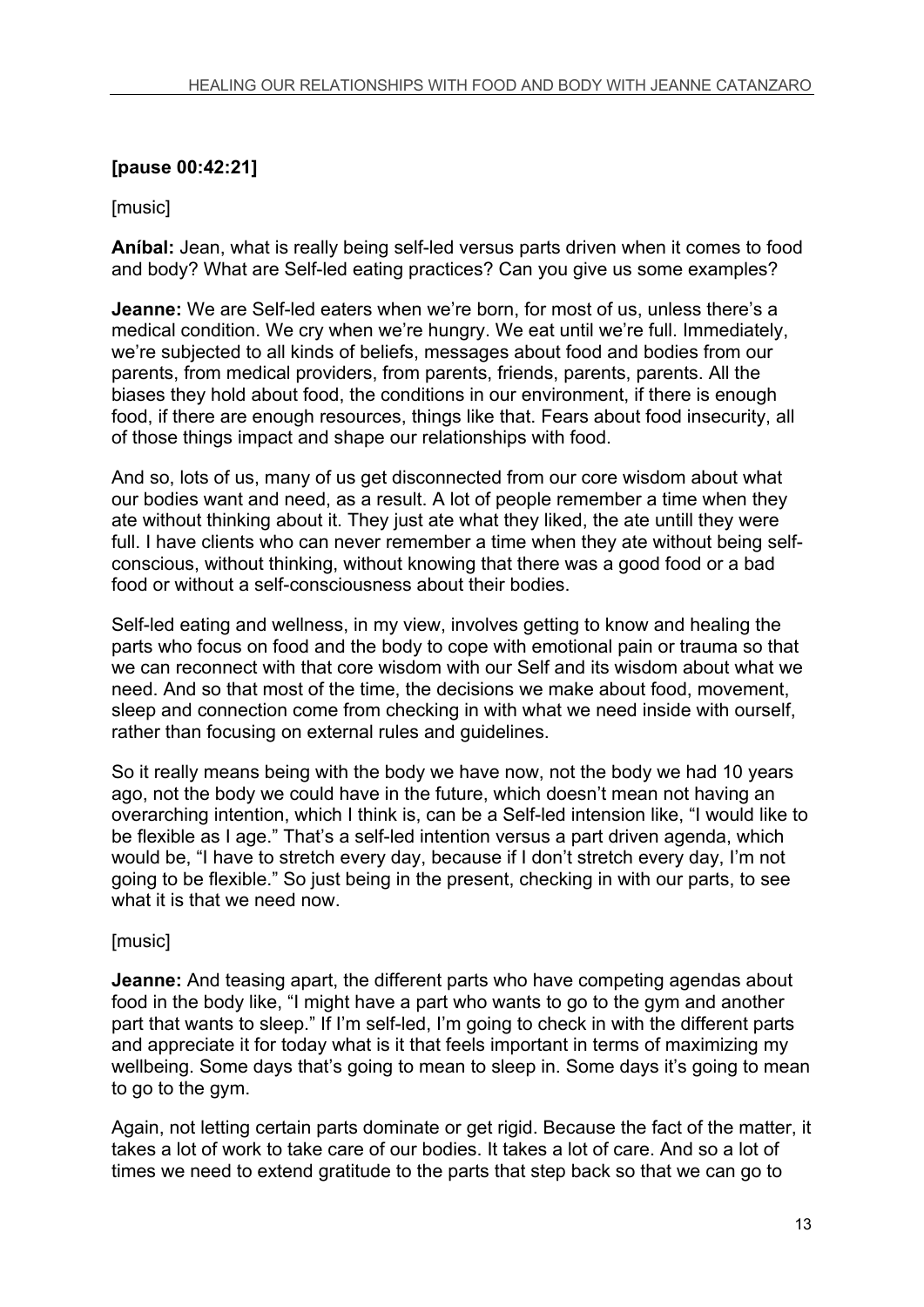**[pause 00:42:21]**

[music]

**Aníbal:** Jean, what is really being self-led versus parts driven when it comes to food and body? What are Self-led eating practices? Can you give us some examples?

**Jeanne:** We are Self-led eaters when we're born, for most of us, unless there's a medical condition. We cry when we're hungry. We eat until we're full. Immediately, we're subjected to all kinds of beliefs, messages about food and bodies from our parents, from medical providers, from parents, friends, parents, parents. All the biases they hold about food, the conditions in our environment, if there is enough food, if there are enough resources, things like that. Fears about food insecurity, all of those things impact and shape our relationships with food.

And so, lots of us, many of us get disconnected from our core wisdom about what our bodies want and need, as a result. A lot of people remember a time when they ate without thinking about it. They just ate what they liked, the ate untill they were full. I have clients who can never remember a time when they ate without being self-conscious, without thinking, without knowing that there was a good food or a bad food or without a self-consciousness about their bodies.

Self-led eating and wellness, in my view, involves getting to know and healing the parts who focus on food and the body to cope with emotional pain or trauma so that we can reconnect with that core wisdom with our Self and its wisdom about what we need. And so that most of the time, the decisions we make about food, movement, sleep and connection come from checking in with what we need inside with ourself, rather than focusing on external rules and guidelines.

So it really means being with the body we have now, not the body we had 10 years ago, not the body we could have in the future, which doesn't mean not having an overarching intention, which I think is, can be a Self-led intension like, "I would like to be flexible as I age." That's a self-led intention versus a part driven agenda, which would be, "I have to stretch every day, because if I don't stretch every day, I'm not going to be flexible." So just being in the present, checking in with our parts, to see what it is that we need now.

[music]

**Jeanne:** And teasing apart, the different parts who have competing agendas about food in the body like, "I might have a part who wants to go to the gym and another part that wants to sleep." If I'm self-led, I'm going to check in with the different parts and appreciate it for today what is it that feels important in terms of maximizing my wellbeing. Some days that's going to mean to sleep in. Some days it's going to mean to go to the gym.

Again, not letting certain parts dominate or get rigid. Because the fact of the matter, it takes a lot of work to take care of our bodies. It takes a lot of care. And so a lot of times we need to extend gratitude to the parts that step back so that we can go to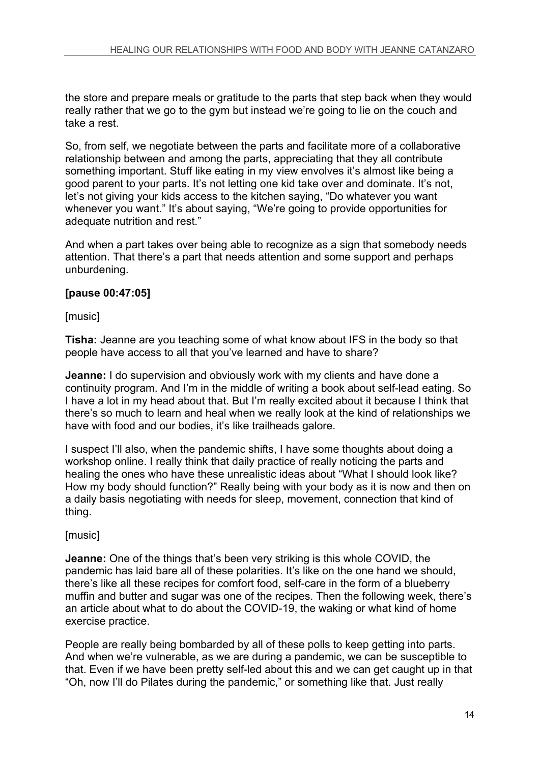the store and prepare meals or gratitude to the parts that step back when they would really rather that we go to the gym but instead we're going to lie on the couch and take a rest.

So, from self, we negotiate between the parts and facilitate more of a collaborative relationship between and among the parts, appreciating that they all contribute something important. Stuff like eating in my view envolves it's almost like being a good parent to your parts. It's not letting one kid take over and dominate. It's not, let's not giving your kids access to the kitchen saying, "Do whatever you want whenever you want." It's about saying, "We're going to provide opportunities for adequate nutrition and rest."

And when a part takes over being able to recognize as a sign that somebody needs attention. That there's a part that needs attention and some support and perhaps unburdening.

**[pause 00:47:05]**

[music]

**Tisha:** Jeanne are you teaching some of what know about IFS in the body so that people have access to all that you've learned and have to share?

**Jeanne:** I do supervision and obviously work with my clients and have done a continuity program. And I'm in the middle of writing a book about self-lead eating. So I have a lot in my head about that. But I'm really excited about it because I think that there's so much to learn and heal when we really look at the kind of relationships we have with food and our bodies, it's like trailheads galore.

I suspect I'll also, when the pandemic shifts, I have some thoughts about doing a workshop online. I really think that daily practice of really noticing the parts and healing the ones who have these unrealistic ideas about "What I should look like? How my body should function?" Really being with your body as it is now and then on a daily basis negotiating with needs for sleep, movement, connection that kind of thing.

[music]

**Jeanne:** One of the things that's been very striking is this whole COVID, the pandemic has laid bare all of these polarities. It's like on the one hand we should, there's like all these recipes for comfort food, self-care in the form of a blueberry muffin and butter and sugar was one of the recipes. Then the following week, there's an article about what to do about the COVID-19, the waking or what kind of home exercise practice.

People are really being bombarded by all of these polls to keep getting into parts. And when we're vulnerable, as we are during a pandemic, we can be susceptible to that. Even if we have been pretty self-led about this and we can get caught up in that "Oh, now I'll do Pilates during the pandemic," or something like that. Just really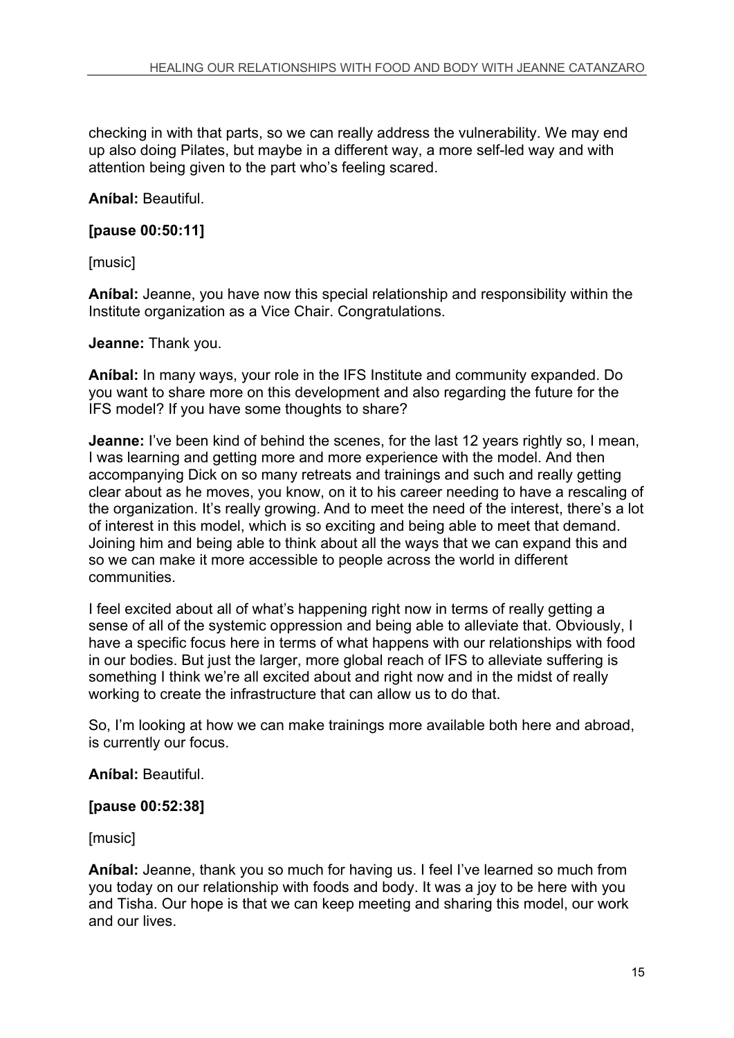checking in with that parts, so we can really address the vulnerability. We may end up also doing Pilates, but maybe in a different way, a more self-led way and with attention being given to the part who's feeling scared.

**Aníbal:** Beautiful.

**[pause 00:50:11]**

[music]

**Aníbal:** Jeanne, you have now this special relationship and responsibility within the Institute organization as a Vice Chair. Congratulations.

**Jeanne:** Thank you.

**Aníbal:** In many ways, your role in the IFS Institute and community expanded. Do you want to share more on this development and also regarding the future for the IFS model? If you have some thoughts to share?

**Jeanne:** I've been kind of behind the scenes, for the last 12 years rightly so, I mean, I was learning and getting more and more experience with the model. And then accompanying Dick on so many retreats and trainings and such and really getting clear about as he moves, you know, on it to his career needing to have a rescaling of the organization. It's really growing. And to meet the need of the interest, there's a lot of interest in this model, which is so exciting and being able to meet that demand. Joining him and being able to think about all the ways that we can expand this and so we can make it more accessible to people across the world in different communities.

I feel excited about all of what's happening right now in terms of really getting a sense of all of the systemic oppression and being able to alleviate that. Obviously, I have a specific focus here in terms of what happens with our relationships with food in our bodies. But just the larger, more global reach of IFS to alleviate suffering is something I think we're all excited about and right now and in the midst of really working to create the infrastructure that can allow us to do that.

So, I'm looking at how we can make trainings more available both here and abroad, is currently our focus.

**Aníbal:** Beautiful.

**[pause 00:52:38]**

[music]

**Aníbal:** Jeanne, thank you so much for having us. I feel I've learned so much from you today on our relationship with foods and body. It was a joy to be here with you and Tisha. Our hope is that we can keep meeting and sharing this model, our work and our lives.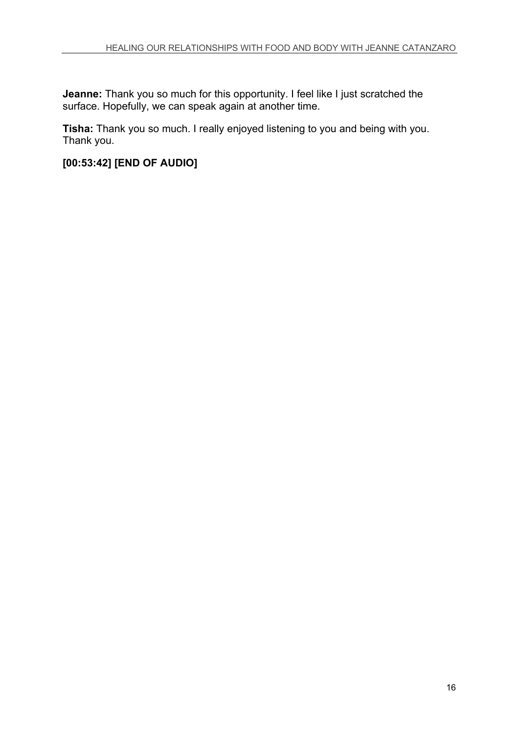**Jeanne:** Thank you so much for this opportunity. I feel like I just scratched the surface. Hopefully, we can speak again at another time.

**Tisha:** Thank you so much. I really enjoyed listening to you and being with you. Thank you.

**[00:53:42] [END OF AUDIO]**